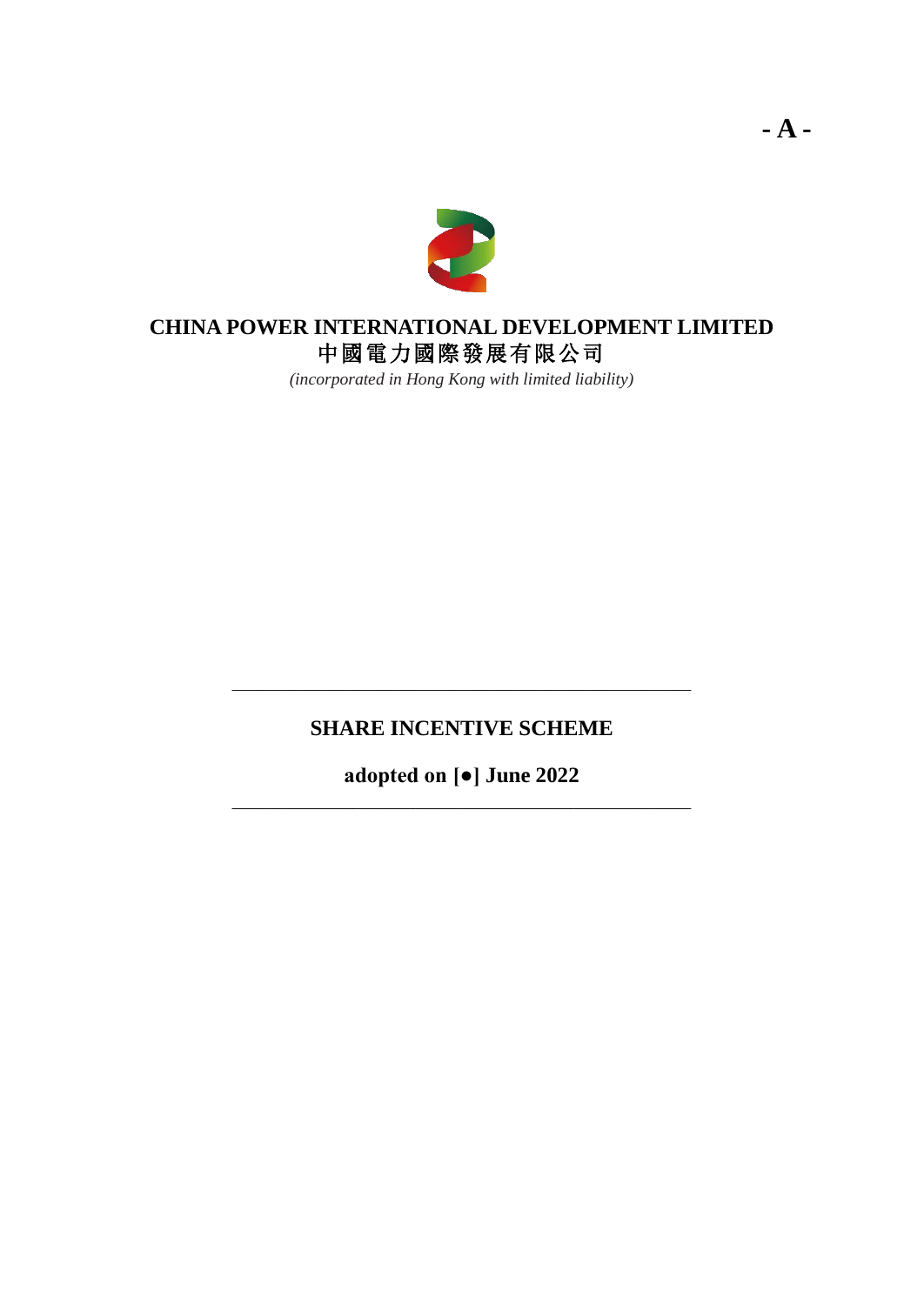- A -

**CHINA POWER INTERNATIONAL DEVELOPMENT LIMITED**
**中國電力國際發展有限公司**

*(incorporated in Hong Kong with limited liability)*

---

# SHARE INCENTIVE SCHEME

**adopted on [●] June 2022**

---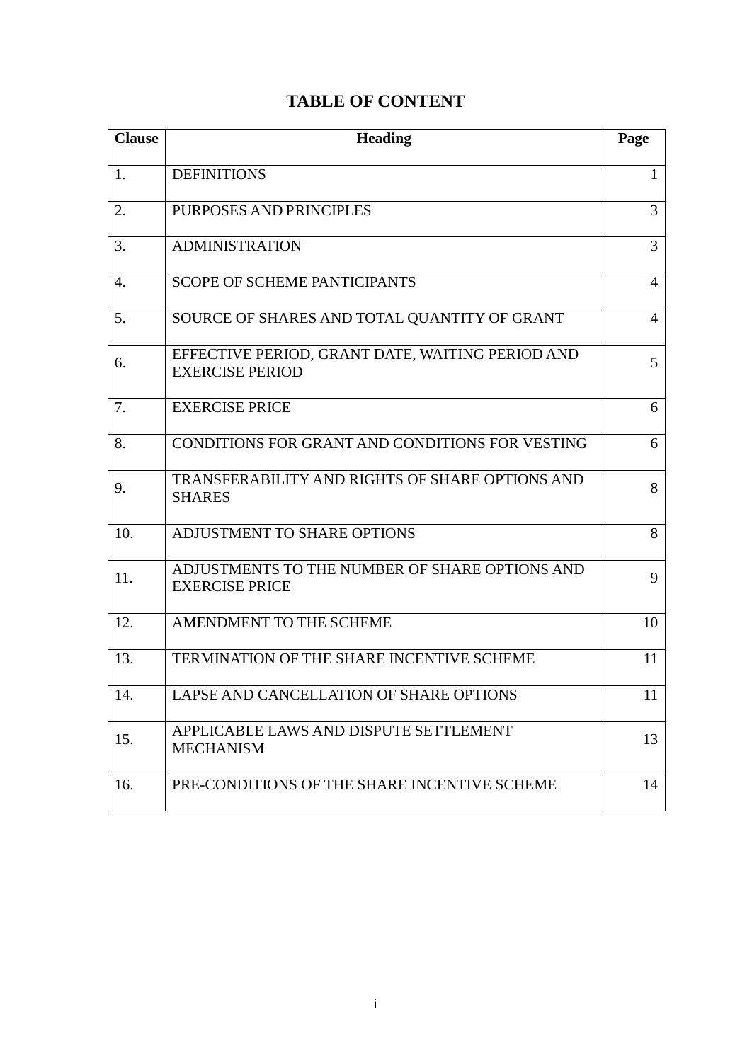# TABLE OF CONTENT

| Clause | Heading | Page |
|---|---|---|
| 1. | DEFINITIONS | 1 |
| 2. | PURPOSES AND PRINCIPLES | 3 |
| 3. | ADMINISTRATION | 3 |
| 4. | SCOPE OF SCHEME PANTICIPANTS | 4 |
| 5. | SOURCE OF SHARES AND TOTAL QUANTITY OF GRANT | 4 |
| 6. | EFFECTIVE PERIOD, GRANT DATE, WAITING PERIOD AND EXERCISE PERIOD | 5 |
| 7. | EXERCISE PRICE | 6 |
| 8. | CONDITIONS FOR GRANT AND CONDITIONS FOR VESTING | 6 |
| 9. | TRANSFERABILITY AND RIGHTS OF SHARE OPTIONS AND SHARES | 8 |
| 10. | ADJUSTMENT TO SHARE OPTIONS | 8 |
| 11. | ADJUSTMENTS TO THE NUMBER OF SHARE OPTIONS AND EXERCISE PRICE | 9 |
| 12. | AMENDMENT TO THE SCHEME | 10 |
| 13. | TERMINATION OF THE SHARE INCENTIVE SCHEME | 11 |
| 14. | LAPSE AND CANCELLATION OF SHARE OPTIONS | 11 |
| 15. | APPLICABLE LAWS AND DISPUTE SETTLEMENT MECHANISM | 13 |
| 16. | PRE-CONDITIONS OF THE SHARE INCENTIVE SCHEME | 14 |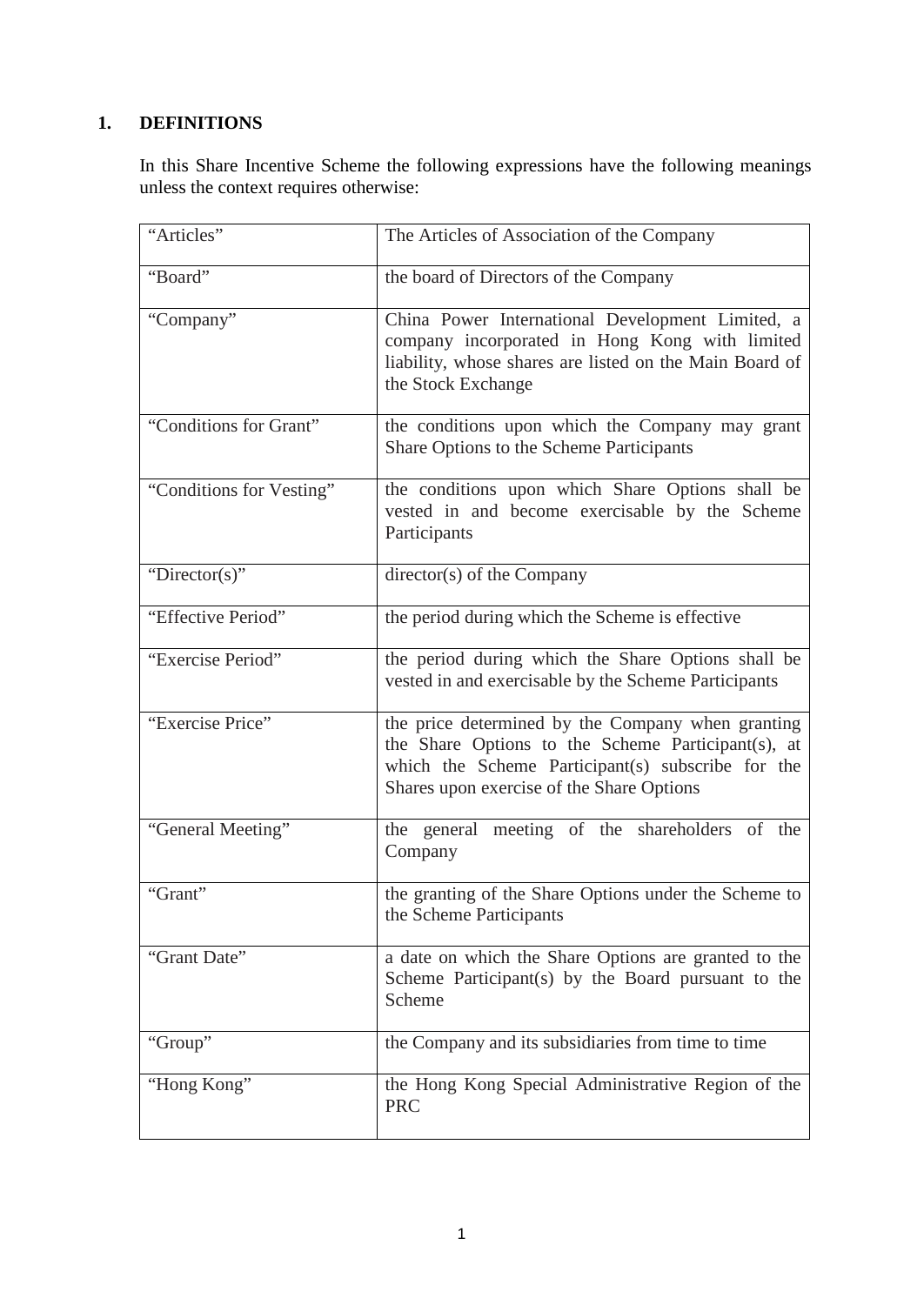## 1. DEFINITIONS

In this Share Incentive Scheme the following expressions have the following meanings unless the context requires otherwise:

| | |
|---|---|
| “Articles” | The Articles of Association of the Company |
| “Board” | the board of Directors of the Company |
| “Company” | China Power International Development Limited, a company incorporated in Hong Kong with limited liability, whose shares are listed on the Main Board of the Stock Exchange |
| “Conditions for Grant” | the conditions upon which the Company may grant Share Options to the Scheme Participants |
| “Conditions for Vesting” | the conditions upon which Share Options shall be vested in and become exercisable by the Scheme Participants |
| “Director(s)” | director(s) of the Company |
| “Effective Period” | the period during which the Scheme is effective |
| “Exercise Period” | the period during which the Share Options shall be vested in and exercisable by the Scheme Participants |
| “Exercise Price” | the price determined by the Company when granting the Share Options to the Scheme Participant(s), at which the Scheme Participant(s) subscribe for the Shares upon exercise of the Share Options |
| “General Meeting” | the general meeting of the shareholders of the Company |
| “Grant” | the granting of the Share Options under the Scheme to the Scheme Participants |
| “Grant Date” | a date on which the Share Options are granted to the Scheme Participant(s) by the Board pursuant to the Scheme |
| “Group” | the Company and its subsidiaries from time to time |
| “Hong Kong” | the Hong Kong Special Administrative Region of the PRC |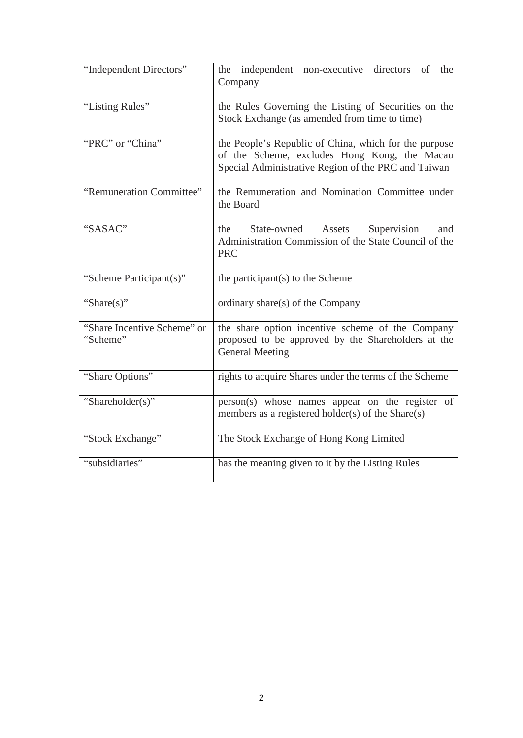| | |
|---|---|
| "Independent Directors" | the independent non-executive directors of the Company |
| "Listing Rules" | the Rules Governing the Listing of Securities on the Stock Exchange (as amended from time to time) |
| "PRC" or "China" | the People's Republic of China, which for the purpose of the Scheme, excludes Hong Kong, the Macau Special Administrative Region of the PRC and Taiwan |
| "Remuneration Committee" | the Remuneration and Nomination Committee under the Board |
| "SASAC" | the State-owned Assets Supervision and Administration Commission of the State Council of the PRC |
| "Scheme Participant(s)" | the participant(s) to the Scheme |
| "Share(s)" | ordinary share(s) of the Company |
| "Share Incentive Scheme" or "Scheme" | the share option incentive scheme of the Company proposed to be approved by the Shareholders at the General Meeting |
| "Share Options" | rights to acquire Shares under the terms of the Scheme |
| "Shareholder(s)" | person(s) whose names appear on the register of members as a registered holder(s) of the Share(s) |
| "Stock Exchange" | The Stock Exchange of Hong Kong Limited |
| "subsidiaries" | has the meaning given to it by the Listing Rules |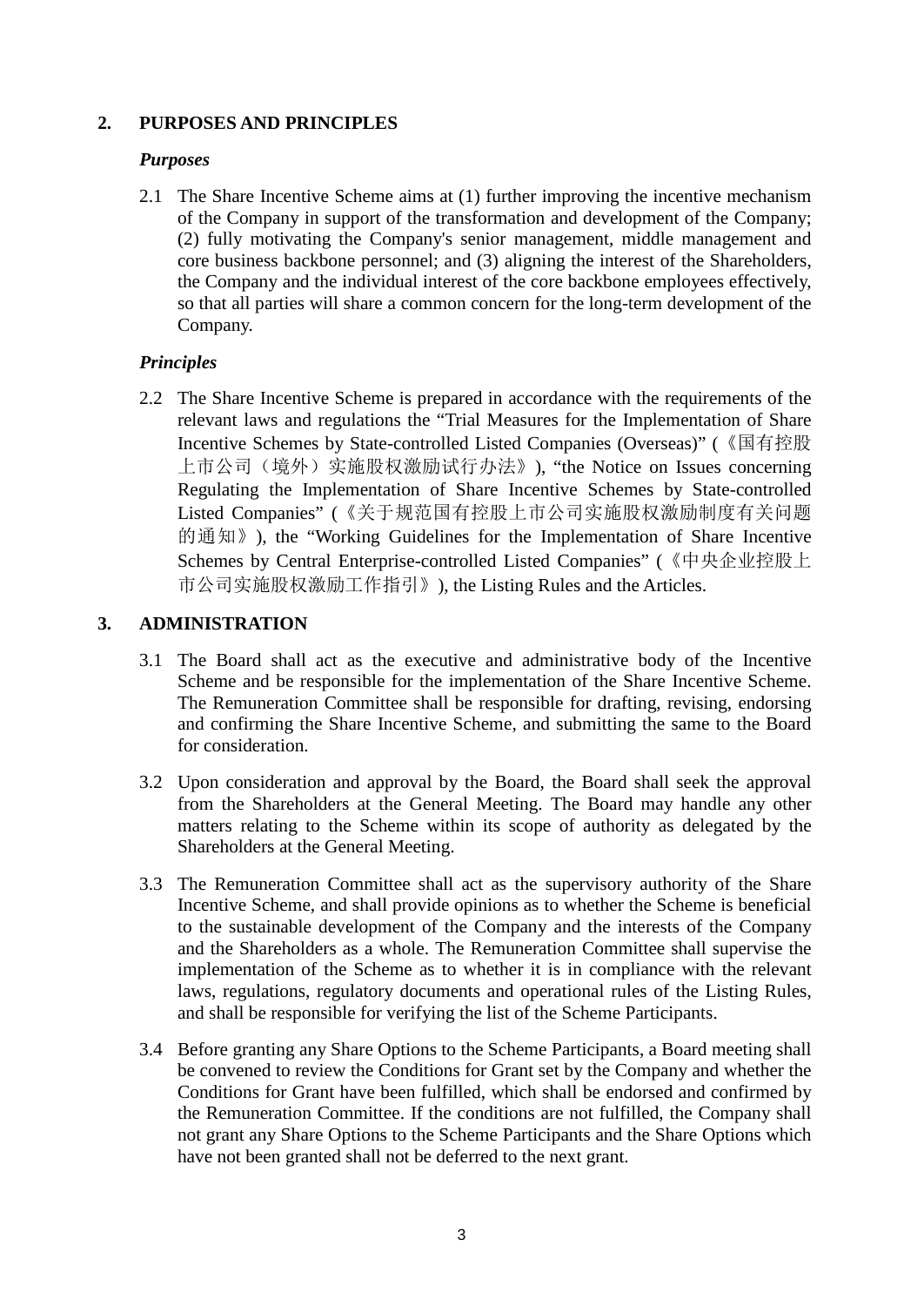## 2. PURPOSES AND PRINCIPLES

### *Purposes*

2.1 The Share Incentive Scheme aims at (1) further improving the incentive mechanism of the Company in support of the transformation and development of the Company; (2) fully motivating the Company's senior management, middle management and core business backbone personnel; and (3) aligning the interest of the Shareholders, the Company and the individual interest of the core backbone employees effectively, so that all parties will share a common concern for the long-term development of the Company.

### *Principles*

2.2 The Share Incentive Scheme is prepared in accordance with the requirements of the relevant laws and regulations the "Trial Measures for the Implementation of Share Incentive Schemes by State-controlled Listed Companies (Overseas)" (《国有控股上市公司（境外）实施股权激励试行办法》), "the Notice on Issues concerning Regulating the Implementation of Share Incentive Schemes by State-controlled Listed Companies" (《关于规范国有控股上市公司实施股权激励制度有关问题的通知》), the "Working Guidelines for the Implementation of Share Incentive Schemes by Central Enterprise-controlled Listed Companies" (《中央企业控股上市公司实施股权激励工作指引》), the Listing Rules and the Articles.

## 3. ADMINISTRATION

3.1 The Board shall act as the executive and administrative body of the Incentive Scheme and be responsible for the implementation of the Share Incentive Scheme. The Remuneration Committee shall be responsible for drafting, revising, endorsing and confirming the Share Incentive Scheme, and submitting the same to the Board for consideration.

3.2 Upon consideration and approval by the Board, the Board shall seek the approval from the Shareholders at the General Meeting. The Board may handle any other matters relating to the Scheme within its scope of authority as delegated by the Shareholders at the General Meeting.

3.3 The Remuneration Committee shall act as the supervisory authority of the Share Incentive Scheme, and shall provide opinions as to whether the Scheme is beneficial to the sustainable development of the Company and the interests of the Company and the Shareholders as a whole. The Remuneration Committee shall supervise the implementation of the Scheme as to whether it is in compliance with the relevant laws, regulations, regulatory documents and operational rules of the Listing Rules, and shall be responsible for verifying the list of the Scheme Participants.

3.4 Before granting any Share Options to the Scheme Participants, a Board meeting shall be convened to review the Conditions for Grant set by the Company and whether the Conditions for Grant have been fulfilled, which shall be endorsed and confirmed by the Remuneration Committee. If the conditions are not fulfilled, the Company shall not grant any Share Options to the Scheme Participants and the Share Options which have not been granted shall not be deferred to the next grant.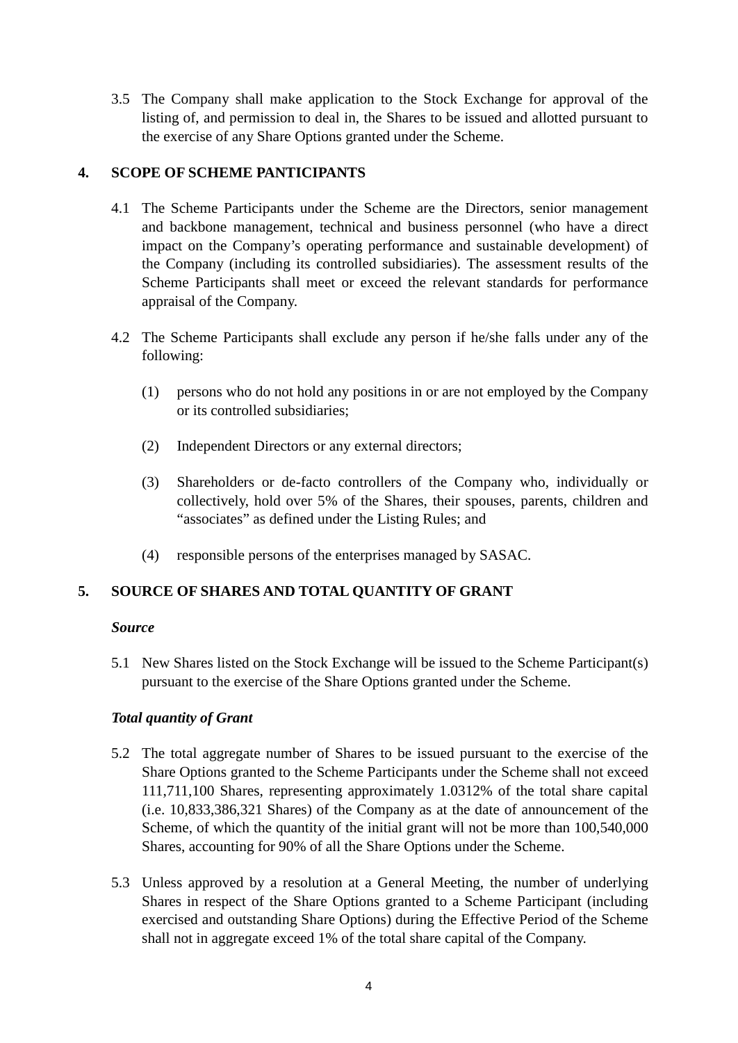3.5 The Company shall make application to the Stock Exchange for approval of the listing of, and permission to deal in, the Shares to be issued and allotted pursuant to the exercise of any Share Options granted under the Scheme.

## 4. SCOPE OF SCHEME PANTICIPANTS

4.1 The Scheme Participants under the Scheme are the Directors, senior management and backbone management, technical and business personnel (who have a direct impact on the Company's operating performance and sustainable development) of the Company (including its controlled subsidiaries). The assessment results of the Scheme Participants shall meet or exceed the relevant standards for performance appraisal of the Company.

4.2 The Scheme Participants shall exclude any person if he/she falls under any of the following:

(1) persons who do not hold any positions in or are not employed by the Company or its controlled subsidiaries;

(2) Independent Directors or any external directors;

(3) Shareholders or de-facto controllers of the Company who, individually or collectively, hold over 5% of the Shares, their spouses, parents, children and "associates" as defined under the Listing Rules; and

(4) responsible persons of the enterprises managed by SASAC.

## 5. SOURCE OF SHARES AND TOTAL QUANTITY OF GRANT

***Source***

5.1 New Shares listed on the Stock Exchange will be issued to the Scheme Participant(s) pursuant to the exercise of the Share Options granted under the Scheme.

***Total quantity of Grant***

5.2 The total aggregate number of Shares to be issued pursuant to the exercise of the Share Options granted to the Scheme Participants under the Scheme shall not exceed 111,711,100 Shares, representing approximately 1.0312% of the total share capital (i.e. 10,833,386,321 Shares) of the Company as at the date of announcement of the Scheme, of which the quantity of the initial grant will not be more than 100,540,000 Shares, accounting for 90% of all the Share Options under the Scheme.

5.3 Unless approved by a resolution at a General Meeting, the number of underlying Shares in respect of the Share Options granted to a Scheme Participant (including exercised and outstanding Share Options) during the Effective Period of the Scheme shall not in aggregate exceed 1% of the total share capital of the Company.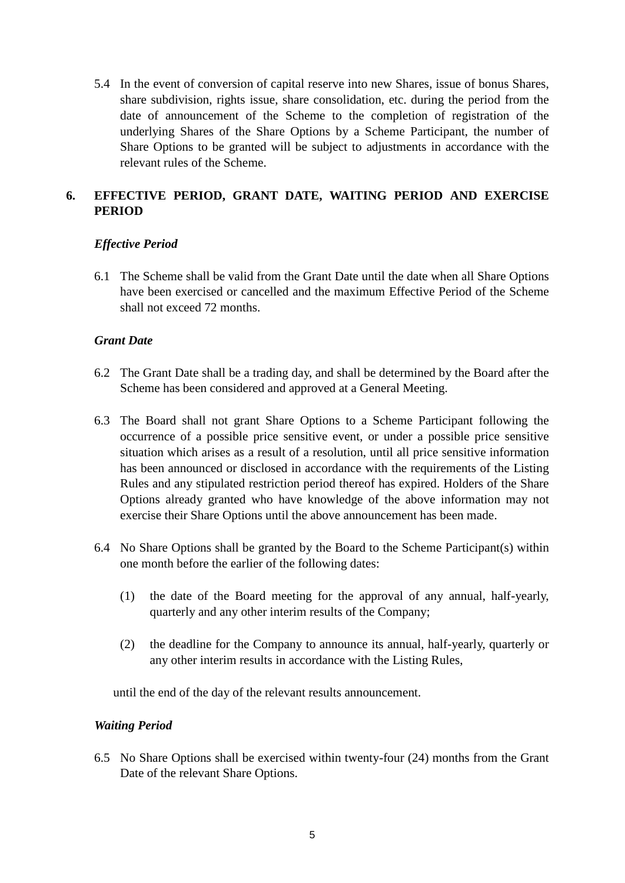5.4 In the event of conversion of capital reserve into new Shares, issue of bonus Shares, share subdivision, rights issue, share consolidation, etc. during the period from the date of announcement of the Scheme to the completion of registration of the underlying Shares of the Share Options by a Scheme Participant, the number of Share Options to be granted will be subject to adjustments in accordance with the relevant rules of the Scheme.

## 6. EFFECTIVE PERIOD, GRANT DATE, WAITING PERIOD AND EXERCISE PERIOD

***Effective Period***

6.1 The Scheme shall be valid from the Grant Date until the date when all Share Options have been exercised or cancelled and the maximum Effective Period of the Scheme shall not exceed 72 months.

***Grant Date***

6.2 The Grant Date shall be a trading day, and shall be determined by the Board after the Scheme has been considered and approved at a General Meeting.

6.3 The Board shall not grant Share Options to a Scheme Participant following the occurrence of a possible price sensitive event, or under a possible price sensitive situation which arises as a result of a resolution, until all price sensitive information has been announced or disclosed in accordance with the requirements of the Listing Rules and any stipulated restriction period thereof has expired. Holders of the Share Options already granted who have knowledge of the above information may not exercise their Share Options until the above announcement has been made.

6.4 No Share Options shall be granted by the Board to the Scheme Participant(s) within one month before the earlier of the following dates:

(1) the date of the Board meeting for the approval of any annual, half-yearly, quarterly and any other interim results of the Company;

(2) the deadline for the Company to announce its annual, half-yearly, quarterly or any other interim results in accordance with the Listing Rules,

until the end of the day of the relevant results announcement.

***Waiting Period***

6.5 No Share Options shall be exercised within twenty-four (24) months from the Grant Date of the relevant Share Options.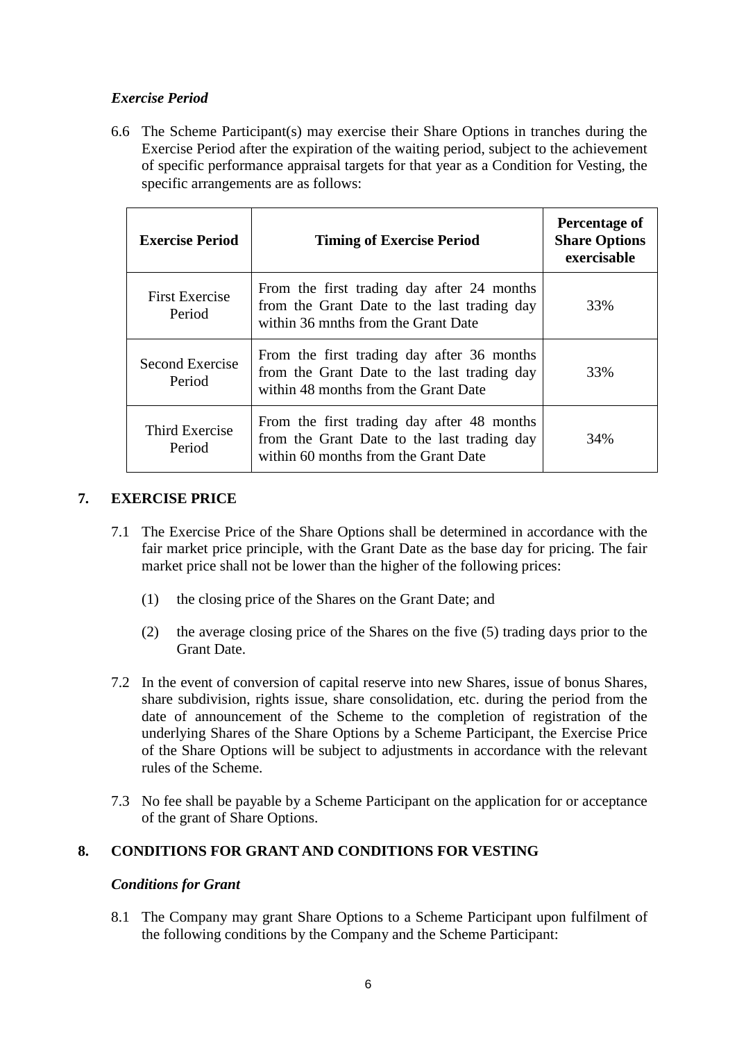*Exercise Period*

6.6 The Scheme Participant(s) may exercise their Share Options in tranches during the Exercise Period after the expiration of the waiting period, subject to the achievement of specific performance appraisal targets for that year as a Condition for Vesting, the specific arrangements are as follows:

| **Exercise Period** | **Timing of Exercise Period** | **Percentage of Share Options exercisable** |
|---|---|---|
| First Exercise Period | From the first trading day after 24 months from the Grant Date to the last trading day within 36 mnths from the Grant Date | 33% |
| Second Exercise Period | From the first trading day after 36 months from the Grant Date to the last trading day within 48 months from the Grant Date | 33% |
| Third Exercise Period | From the first trading day after 48 months from the Grant Date to the last trading day within 60 months from the Grant Date | 34% |

## 7. EXERCISE PRICE

7.1 The Exercise Price of the Share Options shall be determined in accordance with the fair market price principle, with the Grant Date as the base day for pricing. The fair market price shall not be lower than the higher of the following prices:

(1) the closing price of the Shares on the Grant Date; and

(2) the average closing price of the Shares on the five (5) trading days prior to the Grant Date.

7.2 In the event of conversion of capital reserve into new Shares, issue of bonus Shares, share subdivision, rights issue, share consolidation, etc. during the period from the date of announcement of the Scheme to the completion of registration of the underlying Shares of the Share Options by a Scheme Participant, the Exercise Price of the Share Options will be subject to adjustments in accordance with the relevant rules of the Scheme.

7.3 No fee shall be payable by a Scheme Participant on the application for or acceptance of the grant of Share Options.

## 8. CONDITIONS FOR GRANT AND CONDITIONS FOR VESTING

*Conditions for Grant*

8.1 The Company may grant Share Options to a Scheme Participant upon fulfilment of the following conditions by the Company and the Scheme Participant: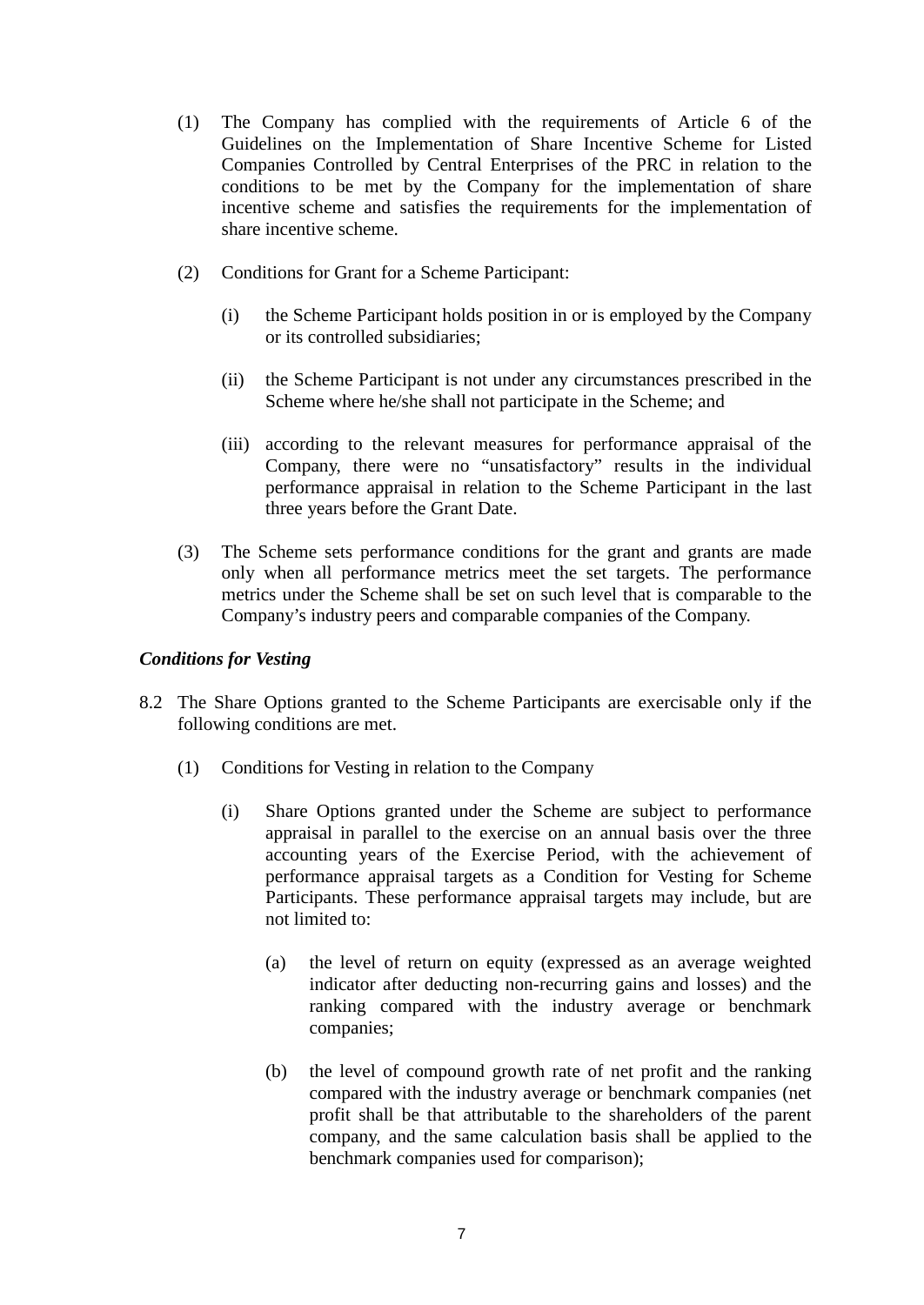(1) The Company has complied with the requirements of Article 6 of the Guidelines on the Implementation of Share Incentive Scheme for Listed Companies Controlled by Central Enterprises of the PRC in relation to the conditions to be met by the Company for the implementation of share incentive scheme and satisfies the requirements for the implementation of share incentive scheme.

(2) Conditions for Grant for a Scheme Participant:

(i) the Scheme Participant holds position in or is employed by the Company or its controlled subsidiaries;

(ii) the Scheme Participant is not under any circumstances prescribed in the Scheme where he/she shall not participate in the Scheme; and

(iii) according to the relevant measures for performance appraisal of the Company, there were no "unsatisfactory" results in the individual performance appraisal in relation to the Scheme Participant in the last three years before the Grant Date.

(3) The Scheme sets performance conditions for the grant and grants are made only when all performance metrics meet the set targets. The performance metrics under the Scheme shall be set on such level that is comparable to the Company's industry peers and comparable companies of the Company.

***Conditions for Vesting***

8.2 The Share Options granted to the Scheme Participants are exercisable only if the following conditions are met.

(1) Conditions for Vesting in relation to the Company

(i) Share Options granted under the Scheme are subject to performance appraisal in parallel to the exercise on an annual basis over the three accounting years of the Exercise Period, with the achievement of performance appraisal targets as a Condition for Vesting for Scheme Participants. These performance appraisal targets may include, but are not limited to:

(a) the level of return on equity (expressed as an average weighted indicator after deducting non-recurring gains and losses) and the ranking compared with the industry average or benchmark companies;

(b) the level of compound growth rate of net profit and the ranking compared with the industry average or benchmark companies (net profit shall be that attributable to the shareholders of the parent company, and the same calculation basis shall be applied to the benchmark companies used for comparison);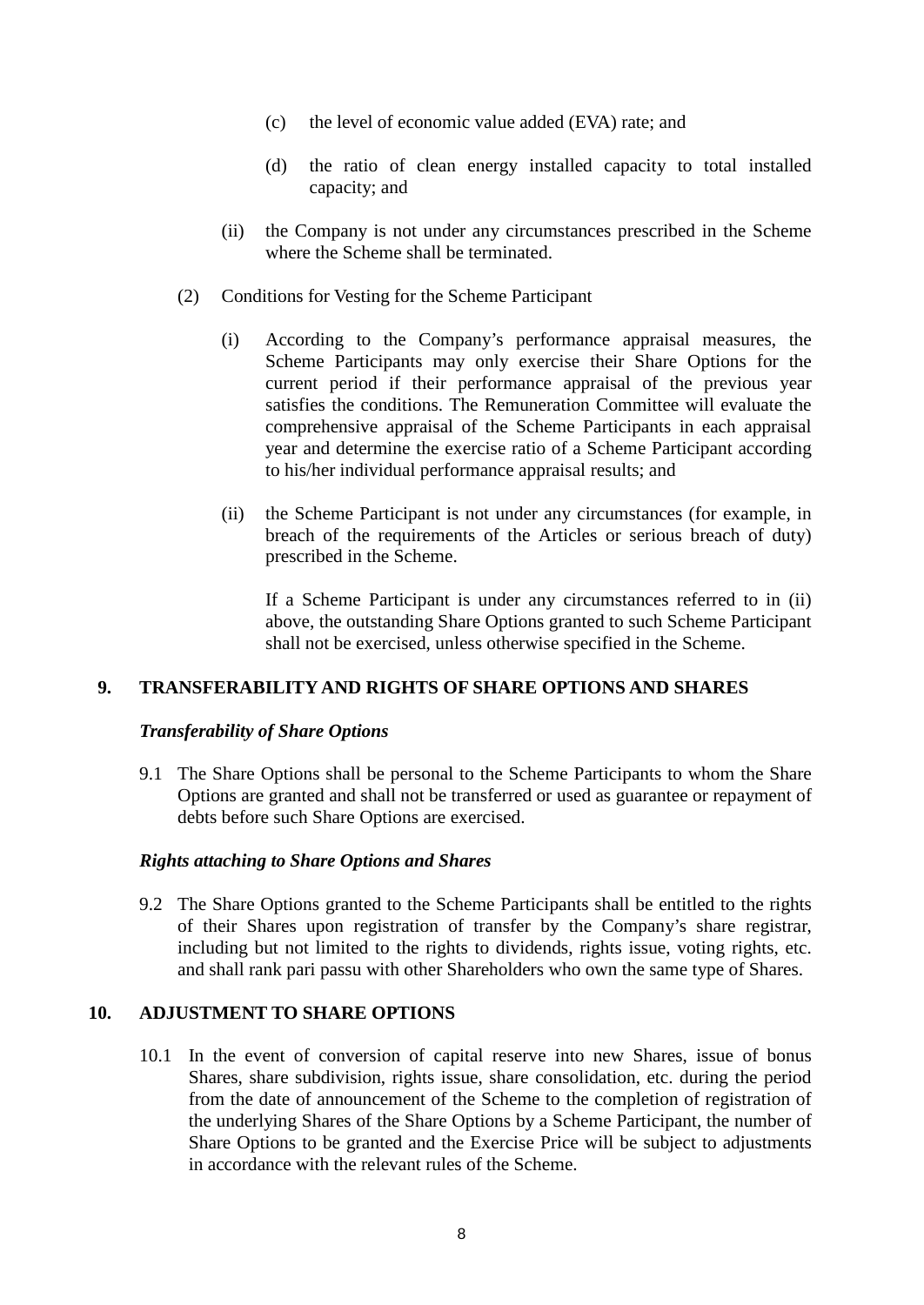(c) the level of economic value added (EVA) rate; and

(d) the ratio of clean energy installed capacity to total installed capacity; and

(ii) the Company is not under any circumstances prescribed in the Scheme where the Scheme shall be terminated.

(2) Conditions for Vesting for the Scheme Participant

(i) According to the Company's performance appraisal measures, the Scheme Participants may only exercise their Share Options for the current period if their performance appraisal of the previous year satisfies the conditions. The Remuneration Committee will evaluate the comprehensive appraisal of the Scheme Participants in each appraisal year and determine the exercise ratio of a Scheme Participant according to his/her individual performance appraisal results; and

(ii) the Scheme Participant is not under any circumstances (for example, in breach of the requirements of the Articles or serious breach of duty) prescribed in the Scheme.

If a Scheme Participant is under any circumstances referred to in (ii) above, the outstanding Share Options granted to such Scheme Participant shall not be exercised, unless otherwise specified in the Scheme.

## 9. TRANSFERABILITY AND RIGHTS OF SHARE OPTIONS AND SHARES

***Transferability of Share Options***

9.1 The Share Options shall be personal to the Scheme Participants to whom the Share Options are granted and shall not be transferred or used as guarantee or repayment of debts before such Share Options are exercised.

***Rights attaching to Share Options and Shares***

9.2 The Share Options granted to the Scheme Participants shall be entitled to the rights of their Shares upon registration of transfer by the Company's share registrar, including but not limited to the rights to dividends, rights issue, voting rights, etc. and shall rank pari passu with other Shareholders who own the same type of Shares.

## 10. ADJUSTMENT TO SHARE OPTIONS

10.1 In the event of conversion of capital reserve into new Shares, issue of bonus Shares, share subdivision, rights issue, share consolidation, etc. during the period from the date of announcement of the Scheme to the completion of registration of the underlying Shares of the Share Options by a Scheme Participant, the number of Share Options to be granted and the Exercise Price will be subject to adjustments in accordance with the relevant rules of the Scheme.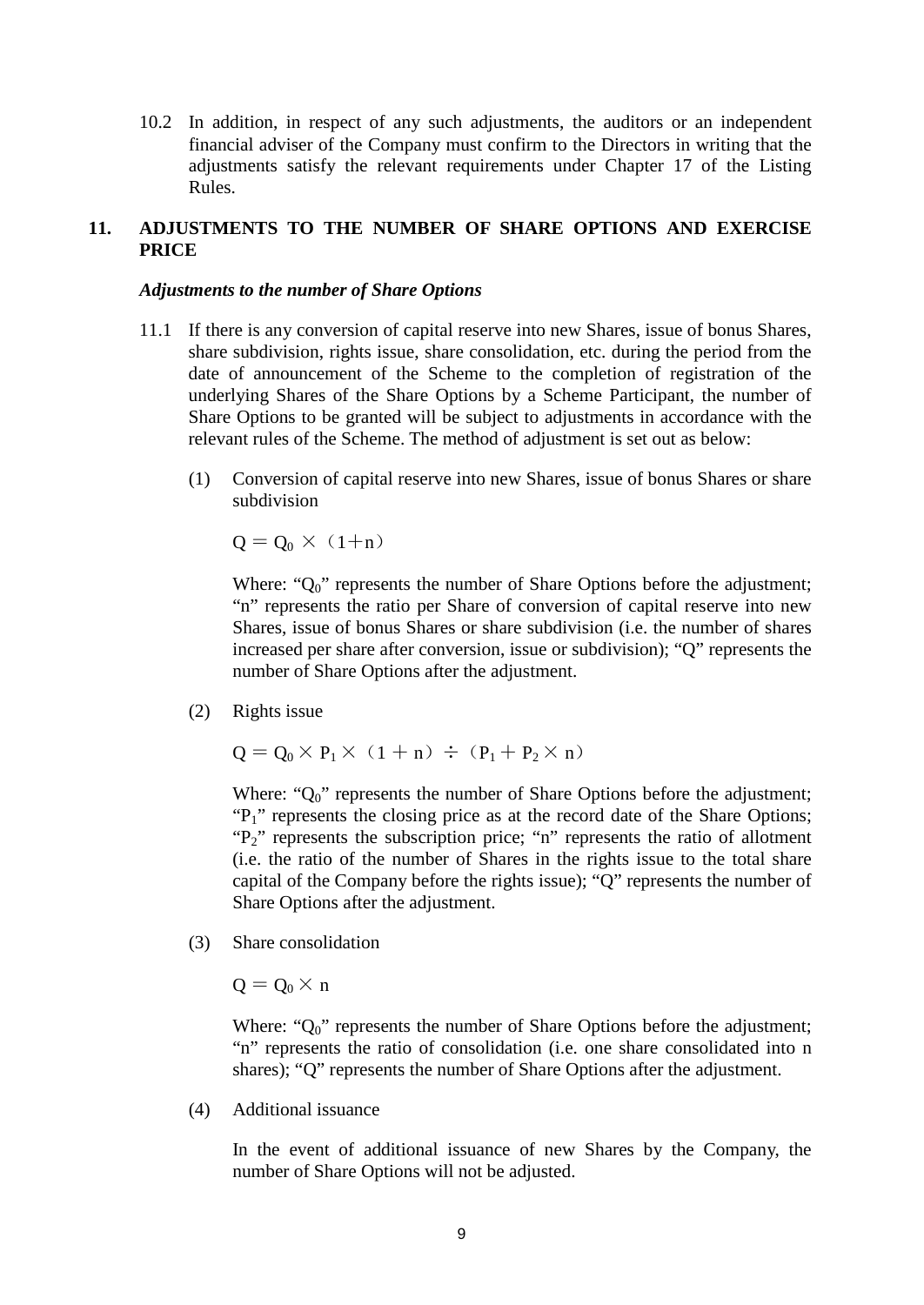10.2 In addition, in respect of any such adjustments, the auditors or an independent financial adviser of the Company must confirm to the Directors in writing that the adjustments satisfy the relevant requirements under Chapter 17 of the Listing Rules.

## 11. ADJUSTMENTS TO THE NUMBER OF SHARE OPTIONS AND EXERCISE PRICE

***Adjustments to the number of Share Options***

11.1 If there is any conversion of capital reserve into new Shares, issue of bonus Shares, share subdivision, rights issue, share consolidation, etc. during the period from the date of announcement of the Scheme to the completion of registration of the underlying Shares of the Share Options by a Scheme Participant, the number of Share Options to be granted will be subject to adjustments in accordance with the relevant rules of the Scheme. The method of adjustment is set out as below:

(1) Conversion of capital reserve into new Shares, issue of bonus Shares or share subdivision

$$Q = Q_0 \times (1+n)$$

Where: "$Q_0$" represents the number of Share Options before the adjustment; "n" represents the ratio per Share of conversion of capital reserve into new Shares, issue of bonus Shares or share subdivision (i.e. the number of shares increased per share after conversion, issue or subdivision); "Q" represents the number of Share Options after the adjustment.

(2) Rights issue

$$Q = Q_0 \times P_1 \times (1 + n) \div (P_1 + P_2 \times n)$$

Where: "$Q_0$" represents the number of Share Options before the adjustment; "$P_1$" represents the closing price as at the record date of the Share Options; "$P_2$" represents the subscription price; "n" represents the ratio of allotment (i.e. the ratio of the number of Shares in the rights issue to the total share capital of the Company before the rights issue); "Q" represents the number of Share Options after the adjustment.

(3) Share consolidation

$$Q = Q_0 \times n$$

Where: "$Q_0$" represents the number of Share Options before the adjustment; "n" represents the ratio of consolidation (i.e. one share consolidated into n shares); "Q" represents the number of Share Options after the adjustment.

(4) Additional issuance

In the event of additional issuance of new Shares by the Company, the number of Share Options will not be adjusted.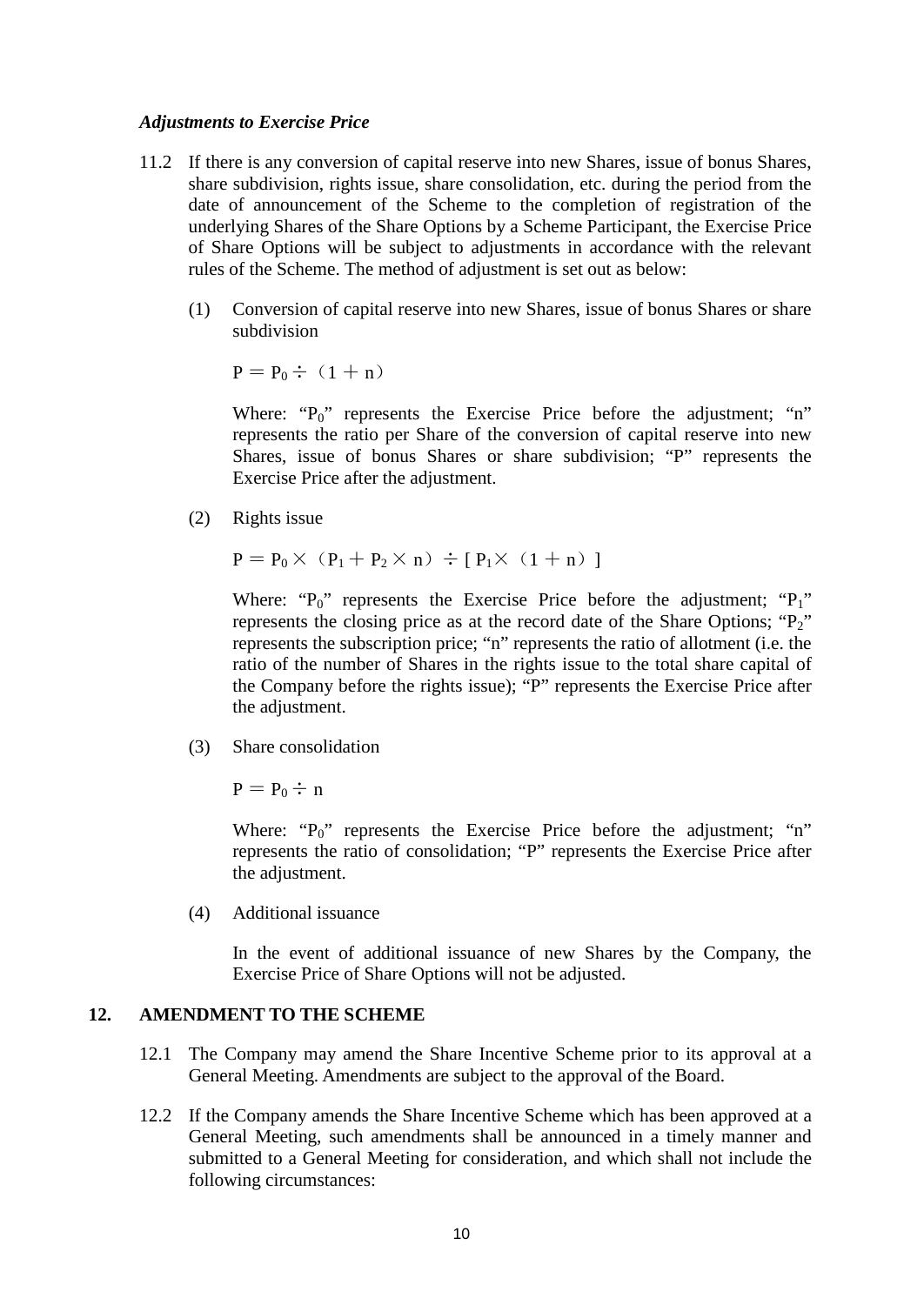***Adjustments to Exercise Price***

11.2 If there is any conversion of capital reserve into new Shares, issue of bonus Shares, share subdivision, rights issue, share consolidation, etc. during the period from the date of announcement of the Scheme to the completion of registration of the underlying Shares of the Share Options by a Scheme Participant, the Exercise Price of Share Options will be subject to adjustments in accordance with the relevant rules of the Scheme. The method of adjustment is set out as below:

(1) Conversion of capital reserve into new Shares, issue of bonus Shares or share subdivision

$$P = P_0 \div (1 + n)$$

Where: "$P_0$" represents the Exercise Price before the adjustment; "n" represents the ratio per Share of the conversion of capital reserve into new Shares, issue of bonus Shares or share subdivision; "P" represents the Exercise Price after the adjustment.

(2) Rights issue

$$P = P_0 \times (P_1 + P_2 \times n) \div [P_1 \times (1 + n)]$$

Where: "$P_0$" represents the Exercise Price before the adjustment; "$P_1$" represents the closing price as at the record date of the Share Options; "$P_2$" represents the subscription price; "n" represents the ratio of allotment (i.e. the ratio of the number of Shares in the rights issue to the total share capital of the Company before the rights issue); "P" represents the Exercise Price after the adjustment.

(3) Share consolidation

$$P = P_0 \div n$$

Where: "$P_0$" represents the Exercise Price before the adjustment; "n" represents the ratio of consolidation; "P" represents the Exercise Price after the adjustment.

(4) Additional issuance

In the event of additional issuance of new Shares by the Company, the Exercise Price of Share Options will not be adjusted.

## 12. AMENDMENT TO THE SCHEME

12.1 The Company may amend the Share Incentive Scheme prior to its approval at a General Meeting. Amendments are subject to the approval of the Board.

12.2 If the Company amends the Share Incentive Scheme which has been approved at a General Meeting, such amendments shall be announced in a timely manner and submitted to a General Meeting for consideration, and which shall not include the following circumstances: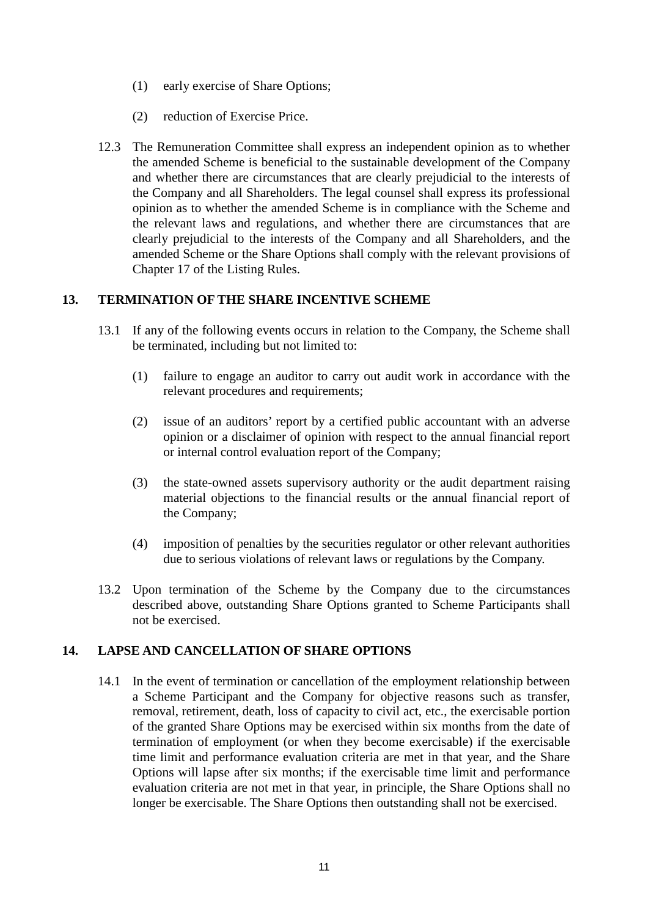(1) early exercise of Share Options;

(2) reduction of Exercise Price.

12.3 The Remuneration Committee shall express an independent opinion as to whether the amended Scheme is beneficial to the sustainable development of the Company and whether there are circumstances that are clearly prejudicial to the interests of the Company and all Shareholders. The legal counsel shall express its professional opinion as to whether the amended Scheme is in compliance with the Scheme and the relevant laws and regulations, and whether there are circumstances that are clearly prejudicial to the interests of the Company and all Shareholders, and the amended Scheme or the Share Options shall comply with the relevant provisions of Chapter 17 of the Listing Rules.

## 13. TERMINATION OF THE SHARE INCENTIVE SCHEME

13.1 If any of the following events occurs in relation to the Company, the Scheme shall be terminated, including but not limited to:

(1) failure to engage an auditor to carry out audit work in accordance with the relevant procedures and requirements;

(2) issue of an auditors' report by a certified public accountant with an adverse opinion or a disclaimer of opinion with respect to the annual financial report or internal control evaluation report of the Company;

(3) the state-owned assets supervisory authority or the audit department raising material objections to the financial results or the annual financial report of the Company;

(4) imposition of penalties by the securities regulator or other relevant authorities due to serious violations of relevant laws or regulations by the Company.

13.2 Upon termination of the Scheme by the Company due to the circumstances described above, outstanding Share Options granted to Scheme Participants shall not be exercised.

## 14. LAPSE AND CANCELLATION OF SHARE OPTIONS

14.1 In the event of termination or cancellation of the employment relationship between a Scheme Participant and the Company for objective reasons such as transfer, removal, retirement, death, loss of capacity to civil act, etc., the exercisable portion of the granted Share Options may be exercised within six months from the date of termination of employment (or when they become exercisable) if the exercisable time limit and performance evaluation criteria are met in that year, and the Share Options will lapse after six months; if the exercisable time limit and performance evaluation criteria are not met in that year, in principle, the Share Options shall no longer be exercisable. The Share Options then outstanding shall not be exercised.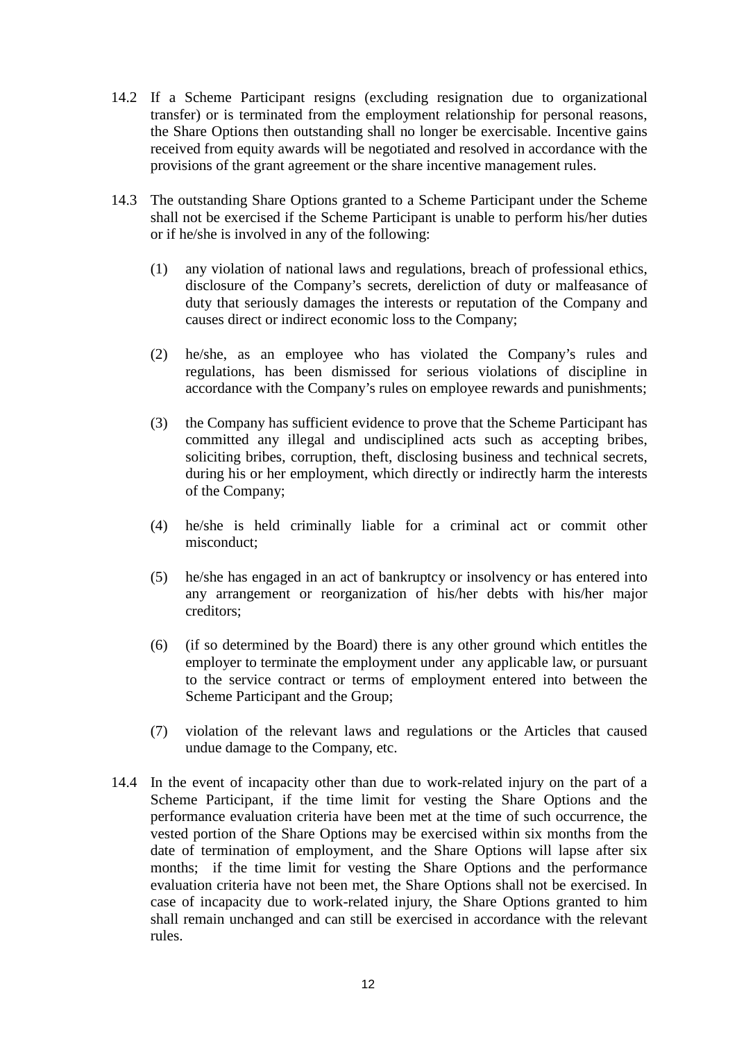14.2 If a Scheme Participant resigns (excluding resignation due to organizational transfer) or is terminated from the employment relationship for personal reasons, the Share Options then outstanding shall no longer be exercisable. Incentive gains received from equity awards will be negotiated and resolved in accordance with the provisions of the grant agreement or the share incentive management rules.

14.3 The outstanding Share Options granted to a Scheme Participant under the Scheme shall not be exercised if the Scheme Participant is unable to perform his/her duties or if he/she is involved in any of the following:

(1) any violation of national laws and regulations, breach of professional ethics, disclosure of the Company's secrets, dereliction of duty or malfeasance of duty that seriously damages the interests or reputation of the Company and causes direct or indirect economic loss to the Company;

(2) he/she, as an employee who has violated the Company's rules and regulations, has been dismissed for serious violations of discipline in accordance with the Company's rules on employee rewards and punishments;

(3) the Company has sufficient evidence to prove that the Scheme Participant has committed any illegal and undisciplined acts such as accepting bribes, soliciting bribes, corruption, theft, disclosing business and technical secrets, during his or her employment, which directly or indirectly harm the interests of the Company;

(4) he/she is held criminally liable for a criminal act or commit other misconduct;

(5) he/she has engaged in an act of bankruptcy or insolvency or has entered into any arrangement or reorganization of his/her debts with his/her major creditors;

(6) (if so determined by the Board) there is any other ground which entitles the employer to terminate the employment under any applicable law, or pursuant to the service contract or terms of employment entered into between the Scheme Participant and the Group;

(7) violation of the relevant laws and regulations or the Articles that caused undue damage to the Company, etc.

14.4 In the event of incapacity other than due to work-related injury on the part of a Scheme Participant, if the time limit for vesting the Share Options and the performance evaluation criteria have been met at the time of such occurrence, the vested portion of the Share Options may be exercised within six months from the date of termination of employment, and the Share Options will lapse after six months; if the time limit for vesting the Share Options and the performance evaluation criteria have not been met, the Share Options shall not be exercised. In case of incapacity due to work-related injury, the Share Options granted to him shall remain unchanged and can still be exercised in accordance with the relevant rules.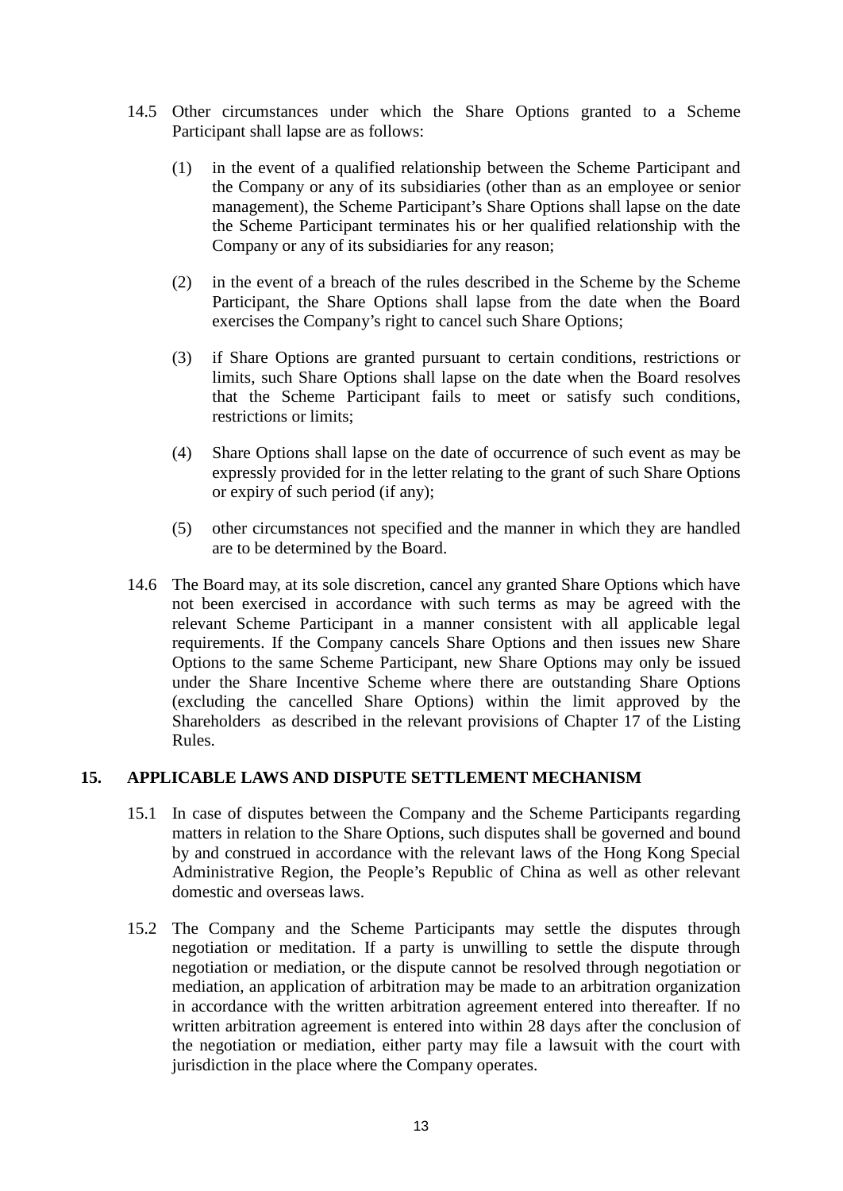14.5 Other circumstances under which the Share Options granted to a Scheme Participant shall lapse are as follows:

(1) in the event of a qualified relationship between the Scheme Participant and the Company or any of its subsidiaries (other than as an employee or senior management), the Scheme Participant's Share Options shall lapse on the date the Scheme Participant terminates his or her qualified relationship with the Company or any of its subsidiaries for any reason;

(2) in the event of a breach of the rules described in the Scheme by the Scheme Participant, the Share Options shall lapse from the date when the Board exercises the Company's right to cancel such Share Options;

(3) if Share Options are granted pursuant to certain conditions, restrictions or limits, such Share Options shall lapse on the date when the Board resolves that the Scheme Participant fails to meet or satisfy such conditions, restrictions or limits;

(4) Share Options shall lapse on the date of occurrence of such event as may be expressly provided for in the letter relating to the grant of such Share Options or expiry of such period (if any);

(5) other circumstances not specified and the manner in which they are handled are to be determined by the Board.

14.6 The Board may, at its sole discretion, cancel any granted Share Options which have not been exercised in accordance with such terms as may be agreed with the relevant Scheme Participant in a manner consistent with all applicable legal requirements. If the Company cancels Share Options and then issues new Share Options to the same Scheme Participant, new Share Options may only be issued under the Share Incentive Scheme where there are outstanding Share Options (excluding the cancelled Share Options) within the limit approved by the Shareholders as described in the relevant provisions of Chapter 17 of the Listing Rules.

## 15. APPLICABLE LAWS AND DISPUTE SETTLEMENT MECHANISM

15.1 In case of disputes between the Company and the Scheme Participants regarding matters in relation to the Share Options, such disputes shall be governed and bound by and construed in accordance with the relevant laws of the Hong Kong Special Administrative Region, the People's Republic of China as well as other relevant domestic and overseas laws.

15.2 The Company and the Scheme Participants may settle the disputes through negotiation or meditation. If a party is unwilling to settle the dispute through negotiation or mediation, or the dispute cannot be resolved through negotiation or mediation, an application of arbitration may be made to an arbitration organization in accordance with the written arbitration agreement entered into thereafter. If no written arbitration agreement is entered into within 28 days after the conclusion of the negotiation or mediation, either party may file a lawsuit with the court with jurisdiction in the place where the Company operates.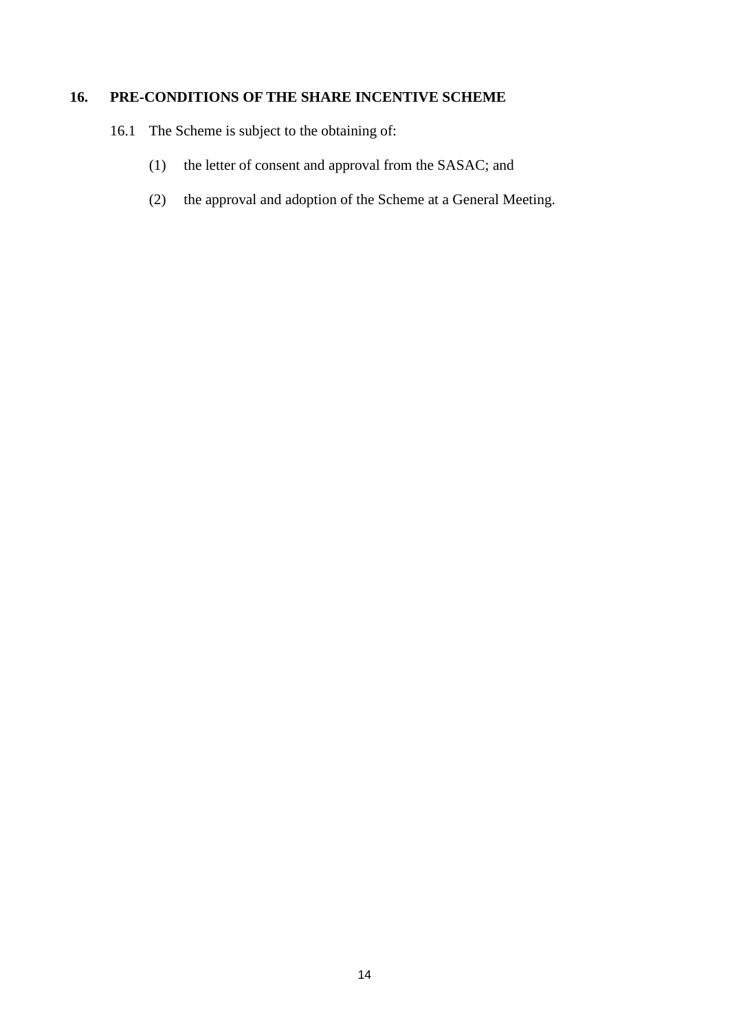## 16. PRE-CONDITIONS OF THE SHARE INCENTIVE SCHEME

16.1 The Scheme is subject to the obtaining of:

(1) the letter of consent and approval from the SASAC; and

(2) the approval and adoption of the Scheme at a General Meeting.